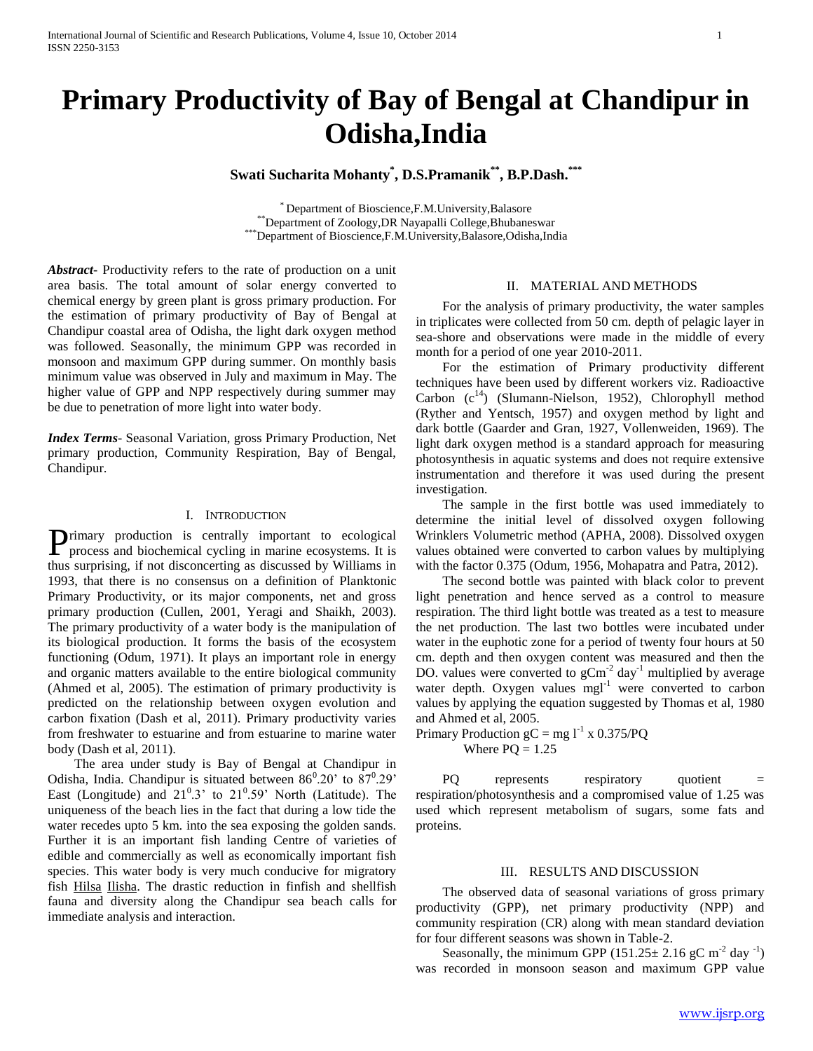# Primary Productivity of Bay of Bengal at Chandipur in Odisha,India

**Swati Sucharita Mohanty[*], D.S.Pramanik[**], B.P.Dash.[***]**

[*] Department of Bioscience,F.M.University,Balasore
[**] Department of Zoology,DR Nayapalli College,Bhubaneswar
[***] Department of Bioscience,F.M.University,Balasore,Odisha,India

***Abstract***- Productivity refers to the rate of production on a unit area basis. The total amount of solar energy converted to chemical energy by green plant is gross primary production. For the estimation of primary productivity of Bay of Bengal at Chandipur coastal area of Odisha, the light dark oxygen method was followed. Seasonally, the minimum GPP was recorded in monsoon and maximum GPP during summer. On monthly basis minimum value was observed in July and maximum in May. The higher value of GPP and NPP respectively during summer may be due to penetration of more light into water body.

***Index Terms***- Seasonal Variation, gross Primary Production, Net primary production, Community Respiration, Bay of Bengal, Chandipur.

## I. Introduction

Primary production is centrally important to ecological process and biochemical cycling in marine ecosystems. It is thus surprising, if not disconcerting as discussed by Williams in 1993, that there is no consensus on a definition of Planktonic Primary Productivity, or its major components, net and gross primary production (Cullen, 2001, Yeragi and Shaikh, 2003). The primary productivity of a water body is the manipulation of its biological production. It forms the basis of the ecosystem functioning (Odum, 1971). It plays an important role in energy and organic matters available to the entire biological community (Ahmed et al, 2005). The estimation of primary productivity is predicted on the relationship between oxygen evolution and carbon fixation (Dash et al, 2011). Primary productivity varies from freshwater to estuarine and from estuarine to marine water body (Dash et al, 2011).

The area under study is Bay of Bengal at Chandipur in Odisha, India. Chandipur is situated between $86^0.20'$ to $87^0.29'$ East (Longitude) and $21^0.3'$ to $21^0.59'$ North (Latitude). The uniqueness of the beach lies in the fact that during a low tide the water recedes upto 5 km. into the sea exposing the golden sands. Further it is an important fish landing Centre of varieties of edible and commercially as well as economically important fish species. This water body is very much conducive for migratory fish Hilsa Ilisha. The drastic reduction in finfish and shellfish fauna and diversity along the Chandipur sea beach calls for immediate analysis and interaction.

## II. Material and Methods

For the analysis of primary productivity, the water samples in triplicates were collected from 50 cm. depth of pelagic layer in sea-shore and observations were made in the middle of every month for a period of one year 2010-2011.

For the estimation of Primary productivity different techniques have been used by different workers viz. Radioactive Carbon ($c^{14}$) (Slumann-Nielson, 1952), Chlorophyll method (Ryther and Yentsch, 1957) and oxygen method by light and dark bottle (Gaarder and Gran, 1927, Vollenweiden, 1969). The light dark oxygen method is a standard approach for measuring photosynthesis in aquatic systems and does not require extensive instrumentation and therefore it was used during the present investigation.

The sample in the first bottle was used immediately to determine the initial level of dissolved oxygen following Wrinklers Volumetric method (APHA, 2008). Dissolved oxygen values obtained were converted to carbon values by multiplying with the factor 0.375 (Odum, 1956, Mohapatra and Patra, 2012).

The second bottle was painted with black color to prevent light penetration and hence served as a control to measure respiration. The third light bottle was treated as a test to measure the net production. The last two bottles were incubated under water in the euphotic zone for a period of twenty four hours at 50 cm. depth and then oxygen content was measured and then the DO. values were converted to $gCm^{-2}$ $day^{-1}$ multiplied by average water depth. Oxygen values $mgl^{-1}$ were converted to carbon values by applying the equation suggested by Thomas et al, 1980 and Ahmed et al, 2005.

Primary Production $gC = mg\ l^{-1} \times 0.375/PQ$
Where $PQ = 1.25$

PQ represents respiratory quotient = respiration/photosynthesis and a compromised value of 1.25 was used which represent metabolism of sugars, some fats and proteins.

## III. Results and Discussion

The observed data of seasonal variations of gross primary productivity (GPP), net primary productivity (NPP) and community respiration (CR) along with mean standard deviation for four different seasons was shown in Table-2.

Seasonally, the minimum GPP ($151.25 \pm 2.16$ gC $m^{-2}$ $day^{-1}$) was recorded in monsoon season and maximum GPP value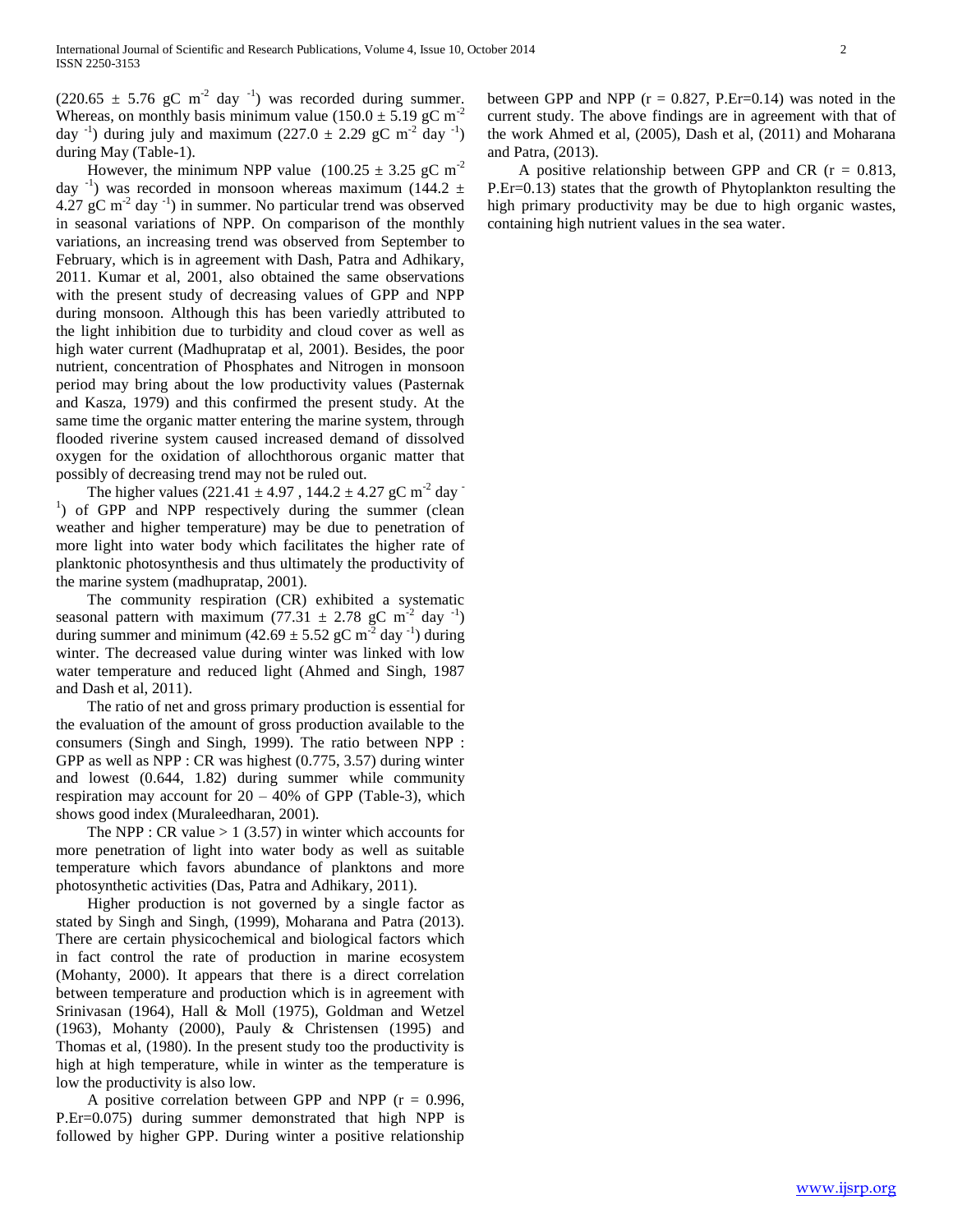($220.65 \pm 5.76$ gC $m^{-2}$ day $^{-1}$) was recorded during summer. Whereas, on monthly basis minimum value ($150.0 \pm 5.19$ gC $m^{-2}$ day $^{-1}$) during july and maximum ($227.0 \pm 2.29$ gC $m^{-2}$ day $^{-1}$) during May (Table-1).

However, the minimum NPP value ($100.25 \pm 3.25$ gC $m^{-2}$ day $^{-1}$) was recorded in monsoon whereas maximum ($144.2 \pm 4.27$ gC $m^{-2}$ day $^{-1}$) in summer. No particular trend was observed in seasonal variations of NPP. On comparison of the monthly variations, an increasing trend was observed from September to February, which is in agreement with Dash, Patra and Adhikary, 2011. Kumar et al, 2001, also obtained the same observations with the present study of decreasing values of GPP and NPP during monsoon. Although this has been variedly attributed to the light inhibition due to turbidity and cloud cover as well as high water current (Madhupratap et al, 2001). Besides, the poor nutrient, concentration of Phosphates and Nitrogen in monsoon period may bring about the low productivity values (Pasternak and Kasza, 1979) and this confirmed the present study. At the same time the organic matter entering the marine system, through flooded riverine system caused increased demand of dissolved oxygen for the oxidation of allochthorous organic matter that possibly of decreasing trend may not be ruled out.

The higher values ($221.41 \pm 4.97$ , $144.2 \pm 4.27$ gC $m^{-2}$ day $^{-1}$) of GPP and NPP respectively during the summer (clean weather and higher temperature) may be due to penetration of more light into water body which facilitates the higher rate of planktonic photosynthesis and thus ultimately the productivity of the marine system (madhupratap, 2001).

The community respiration (CR) exhibited a systematic seasonal pattern with maximum ($77.31 \pm 2.78$ gC $m^{-2}$ day $^{-1}$) during summer and minimum ($42.69 \pm 5.52$ gC $m^{-2}$ day $^{-1}$) during winter. The decreased value during winter was linked with low water temperature and reduced light (Ahmed and Singh, 1987 and Dash et al, 2011).

The ratio of net and gross primary production is essential for the evaluation of the amount of gross production available to the consumers (Singh and Singh, 1999). The ratio between NPP : GPP as well as NPP : CR was highest (0.775, 3.57) during winter and lowest (0.644, 1.82) during summer while community respiration may account for 20 – 40% of GPP (Table-3), which shows good index (Muraleedharan, 2001).

The NPP : CR value > 1 (3.57) in winter which accounts for more penetration of light into water body as well as suitable temperature which favors abundance of planktons and more photosynthetic activities (Das, Patra and Adhikary, 2011).

Higher production is not governed by a single factor as stated by Singh and Singh, (1999), Moharana and Patra (2013). There are certain physicochemical and biological factors which in fact control the rate of production in marine ecosystem (Mohanty, 2000). It appears that there is a direct correlation between temperature and production which is in agreement with Srinivasan (1964), Hall & Moll (1975), Goldman and Wetzel (1963), Mohanty (2000), Pauly & Christensen (1995) and Thomas et al, (1980). In the present study too the productivity is high at high temperature, while in winter as the temperature is low the productivity is also low.

A positive correlation between GPP and NPP ($r = 0.996$, P.Er=0.075) during summer demonstrated that high NPP is followed by higher GPP. During winter a positive relationship between GPP and NPP ($r = 0.827$, P.Er=0.14) was noted in the current study. The above findings are in agreement with that of the work Ahmed et al, (2005), Dash et al, (2011) and Moharana and Patra, (2013).

A positive relationship between GPP and CR ($r = 0.813$, P.Er=0.13) states that the growth of Phytoplankton resulting the high primary productivity may be due to high organic wastes, containing high nutrient values in the sea water.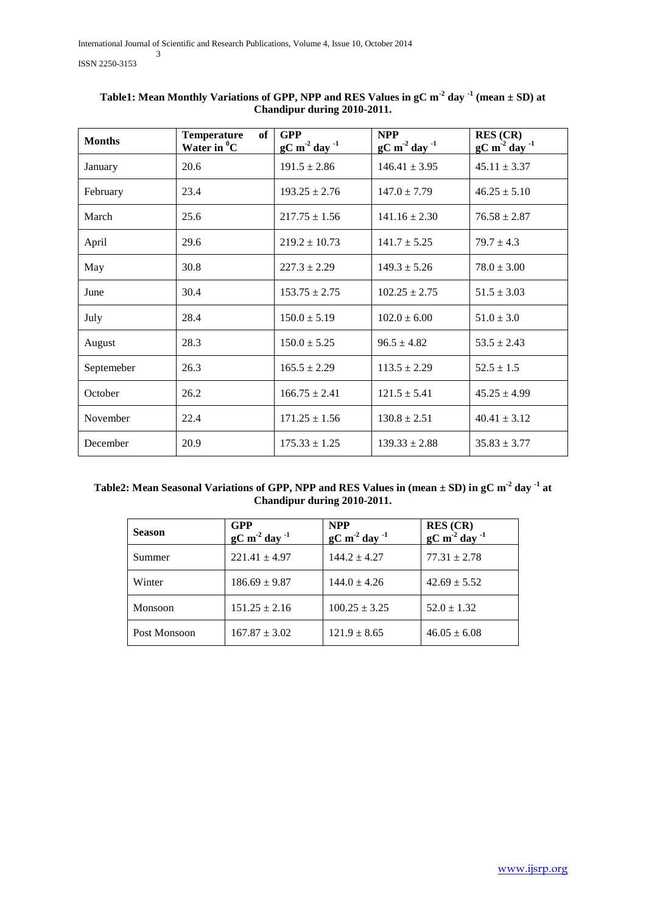**Table1: Mean Monthly Variations of GPP, NPP and RES Values in gC $m^{-2}$ $day^{-1}$ (mean ± SD) at Chandipur during 2010-2011.**

| Months | Temperature of Water in $^0C$ | GPP gC $m^{-2}$ $day^{-1}$ | NPP gC $m^{-2}$ $day^{-1}$ | RES (CR) gC $m^{-2}$ $day^{-1}$ |
|---|---|---|---|---|
| January | 20.6 | 191.5 ± 2.86 | 146.41 ± 3.95 | 45.11 ± 3.37 |
| February | 23.4 | 193.25 ± 2.76 | 147.0 ± 7.79 | 46.25 ± 5.10 |
| March | 25.6 | 217.75 ± 1.56 | 141.16 ± 2.30 | 76.58 ± 2.87 |
| April | 29.6 | 219.2 ± 10.73 | 141.7 ± 5.25 | 79.7 ± 4.3 |
| May | 30.8 | 227.3 ± 2.29 | 149.3 ± 5.26 | 78.0 ± 3.00 |
| June | 30.4 | 153.75 ± 2.75 | 102.25 ± 2.75 | 51.5 ± 3.03 |
| July | 28.4 | 150.0 ± 5.19 | 102.0 ± 6.00 | 51.0 ± 3.0 |
| August | 28.3 | 150.0 ± 5.25 | 96.5 ± 4.82 | 53.5 ± 2.43 |
| Septemeber | 26.3 | 165.5 ± 2.29 | 113.5 ± 2.29 | 52.5 ± 1.5 |
| October | 26.2 | 166.75 ± 2.41 | 121.5 ± 5.41 | 45.25 ± 4.99 |
| November | 22.4 | 171.25 ± 1.56 | 130.8 ± 2.51 | 40.41 ± 3.12 |
| December | 20.9 | 175.33 ± 1.25 | 139.33 ± 2.88 | 35.83 ± 3.77 |

**Table2: Mean Seasonal Variations of GPP, NPP and RES Values in (mean ± SD) in gC $m^{-2}$ $day^{-1}$ at Chandipur during 2010-2011.**

| Season | GPP gC $m^{-2}$ $day^{-1}$ | NPP gC $m^{-2}$ $day^{-1}$ | RES (CR) gC $m^{-2}$ $day^{-1}$ |
|---|---|---|---|
| Summer | 221.41 ± 4.97 | 144.2 ± 4.27 | 77.31 ± 2.78 |
| Winter | 186.69 ± 9.87 | 144.0 ± 4.26 | 42.69 ± 5.52 |
| Monsoon | 151.25 ± 2.16 | 100.25 ± 3.25 | 52.0 ± 1.32 |
| Post Monsoon | 167.87 ± 3.02 | 121.9 ± 8.65 | 46.05 ± 6.08 |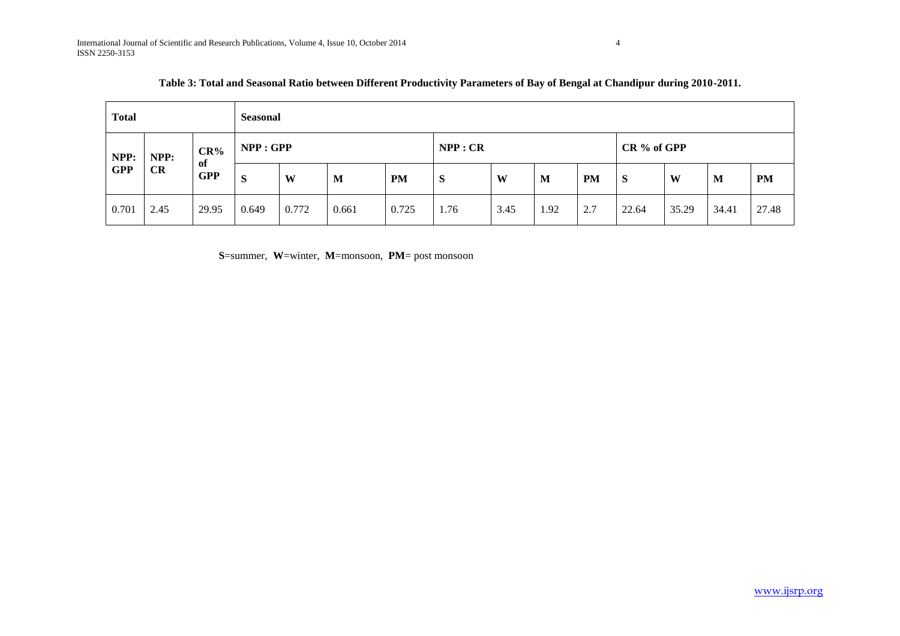**Table 3: Total and Seasonal Ratio between Different Productivity Parameters of Bay of Bengal at Chandipur during 2010-2011.**

| Total | | | Seasonal | | | | | | | | | | | |
|---|---|---|---|---|---|---|---|---|---|---|---|---|---|---|
| NPP: GPP | NPP: CR | CR% of GPP | NPP : GPP | | | | NPP : CR | | | | CR % of GPP | | | |
| | | | S | W | M | PM | S | W | M | PM | S | W | M | PM |
| 0.701 | 2.45 | 29.95 | 0.649 | 0.772 | 0.661 | 0.725 | 1.76 | 3.45 | 1.92 | 2.7 | 22.64 | 35.29 | 34.41 | 27.48 |

**S**=summer, **W**=winter, **M**=monsoon, **PM**= post monsoon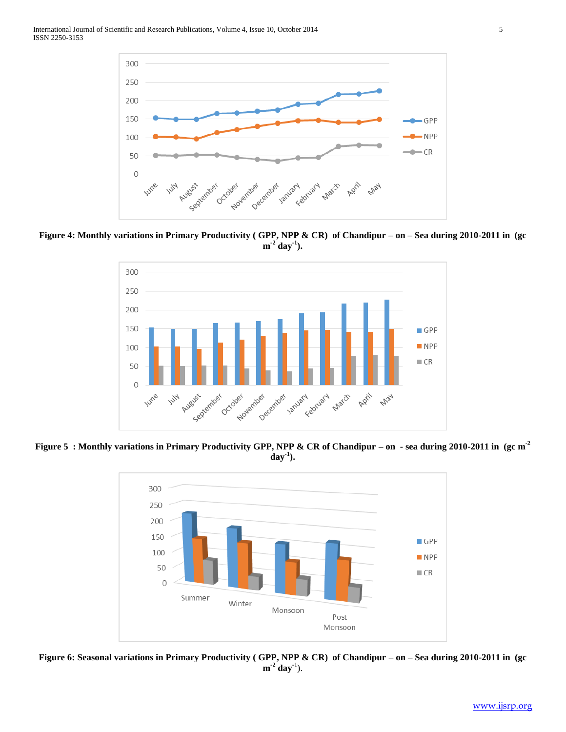**Figure 4: Monthly variations in Primary Productivity ( GPP, NPP & CR) of Chandipur – on – Sea during 2010-2011 in (gc $m^{-2}$ $day^{-1}$).**

**Figure 5 : Monthly variations in Primary Productivity GPP, NPP & CR of Chandipur – on - sea during 2010-2011 in (gc $m^{-2}$ $day^{-1}$).**

**Figure 6: Seasonal variations in Primary Productivity ( GPP, NPP & CR) of Chandipur – on – Sea during 2010-2011 in (gc $m^{-2}$ $day^{-1}$).**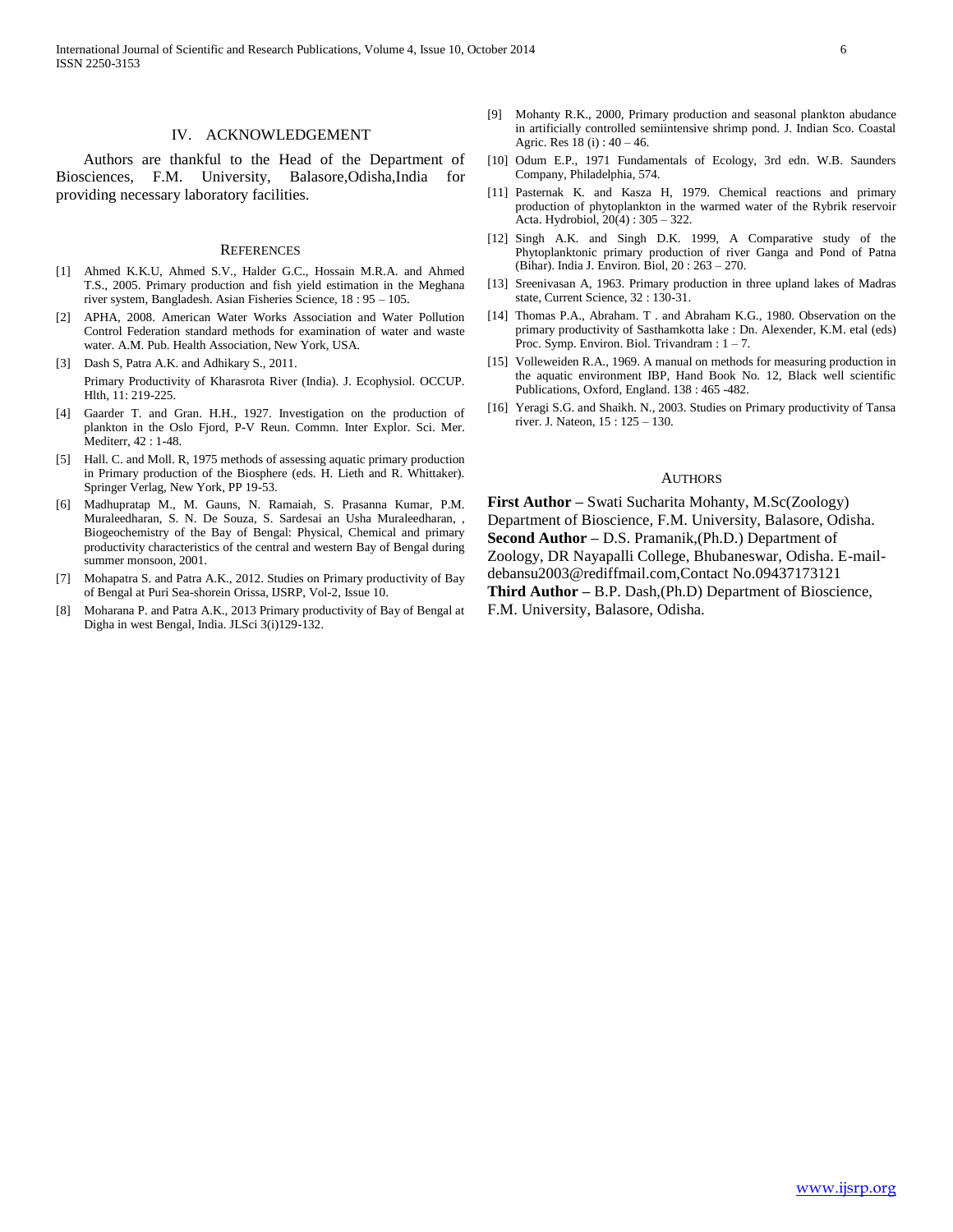## IV. ACKNOWLEDGEMENT

Authors are thankful to the Head of the Department of Biosciences, F.M. University, Balasore,Odisha,India for providing necessary laboratory facilities.

## REFERENCES

[1] Ahmed K.K.U, Ahmed S.V., Halder G.C., Hossain M.R.A. and Ahmed T.S., 2005. Primary production and fish yield estimation in the Meghana river system, Bangladesh. Asian Fisheries Science, 18 : 95 – 105.

[2] APHA, 2008. American Water Works Association and Water Pollution Control Federation standard methods for examination of water and waste water. A.M. Pub. Health Association, New York, USA.

[3] Dash S, Patra A.K. and Adhikary S., 2011.
Primary Productivity of Kharasrota River (India). J. Ecophysiol. OCCUP. Hlth, 11: 219-225.

[4] Gaarder T. and Gran. H.H., 1927. Investigation on the production of plankton in the Oslo Fjord, P-V Reun. Commn. Inter Explor. Sci. Mer. Mediterr, 42 : 1-48.

[5] Hall. C. and Moll. R, 1975 methods of assessing aquatic primary production in Primary production of the Biosphere (eds. H. Lieth and R. Whittaker). Springer Verlag, New York, PP 19-53.

[6] Madhupratap M., M. Gauns, N. Ramaiah, S. Prasanna Kumar, P.M. Muraleedharan, S. N. De Souza, S. Sardesai an Usha Muraleedharan, , Biogeochemistry of the Bay of Bengal: Physical, Chemical and primary productivity characteristics of the central and western Bay of Bengal during summer monsoon, 2001.

[7] Mohapatra S. and Patra A.K., 2012. Studies on Primary productivity of Bay of Bengal at Puri Sea-shorein Orissa, IJSRP, Vol-2, Issue 10.

[8] Moharana P. and Patra A.K., 2013 Primary productivity of Bay of Bengal at Digha in west Bengal, India. JLSci 3(i)129-132.

[9] Mohanty R.K., 2000, Primary production and seasonal plankton abudance in artificially controlled semiintensive shrimp pond. J. Indian Sco. Coastal Agric. Res 18 (i) : 40 – 46.

[10] Odum E.P., 1971 Fundamentals of Ecology, 3rd edn. W.B. Saunders Company, Philadelphia, 574.

[11] Pasternak K. and Kasza H, 1979. Chemical reactions and primary production of phytoplankton in the warmed water of the Rybrik reservoir Acta. Hydrobiol, 20(4) : 305 – 322.

[12] Singh A.K. and Singh D.K. 1999, A Comparative study of the Phytoplanktonic primary production of river Ganga and Pond of Patna (Bihar). India J. Environ. Biol, 20 : 263 – 270.

[13] Sreenivasan A, 1963. Primary production in three upland lakes of Madras state, Current Science, 32 : 130-31.

[14] Thomas P.A., Abraham. T . and Abraham K.G., 1980. Observation on the primary productivity of Sasthamkotta lake : Dn. Alexender, K.M. etal (eds) Proc. Symp. Environ. Biol. Trivandram : 1 – 7.

[15] Volleweiden R.A., 1969. A manual on methods for measuring production in the aquatic environment IBP, Hand Book No. 12, Black well scientific Publications, Oxford, England. 138 : 465 -482.

[16] Yeragi S.G. and Shaikh. N., 2003. Studies on Primary productivity of Tansa river. J. Nateon, 15 : 125 – 130.

## AUTHORS

**First Author –** Swati Sucharita Mohanty, M.Sc(Zoology) Department of Bioscience, F.M. University, Balasore, Odisha.

**Second Author –** D.S. Pramanik,(Ph.D.) Department of Zoology, DR Nayapalli College, Bhubaneswar, Odisha. E-mail-debansu2003@rediffmail.com,Contact No.09437173121

**Third Author –** B.P. Dash,(Ph.D) Department of Bioscience, F.M. University, Balasore, Odisha.